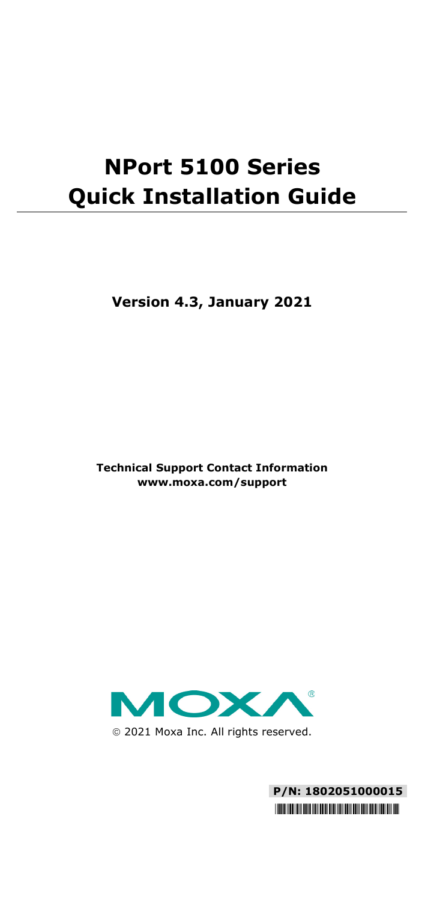# NPort 5100 Series Quick Installation Guide

**Version 4.3, January 2021**

**Technical Support Contact Information**
**www.moxa.com/support**

© 2021 Moxa Inc. All rights reserved.

**P/N: 1802051000015**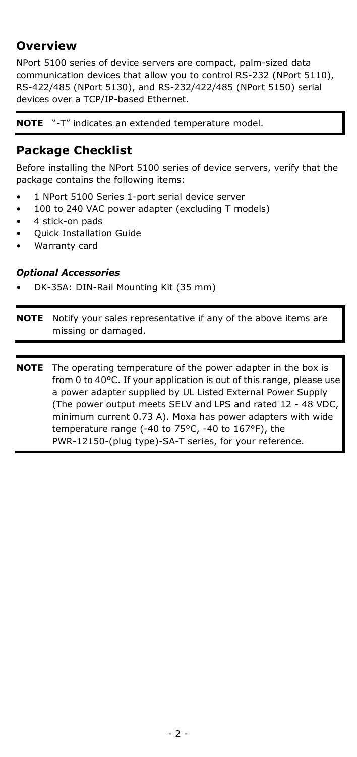## Overview

NPort 5100 series of device servers are compact, palm-sized data communication devices that allow you to control RS-232 (NPort 5110), RS-422/485 (NPort 5130), and RS-232/422/485 (NPort 5150) serial devices over a TCP/IP-based Ethernet.

**NOTE** "-T" indicates an extended temperature model.

## Package Checklist

Before installing the NPort 5100 series of device servers, verify that the package contains the following items:

- 1 NPort 5100 Series 1-port serial device server
- 100 to 240 VAC power adapter (excluding T models)
- 4 stick-on pads
- Quick Installation Guide
- Warranty card

### *Optional Accessories*

- DK-35A: DIN-Rail Mounting Kit (35 mm)

**NOTE** Notify your sales representative if any of the above items are missing or damaged.

**NOTE** The operating temperature of the power adapter in the box is from 0 to 40°C. If your application is out of this range, please use a power adapter supplied by UL Listed External Power Supply (The power output meets SELV and LPS and rated 12 - 48 VDC, minimum current 0.73 A). Moxa has power adapters with wide temperature range (-40 to 75°C, -40 to 167°F), the PWR-12150-(plug type)-SA-T series, for your reference.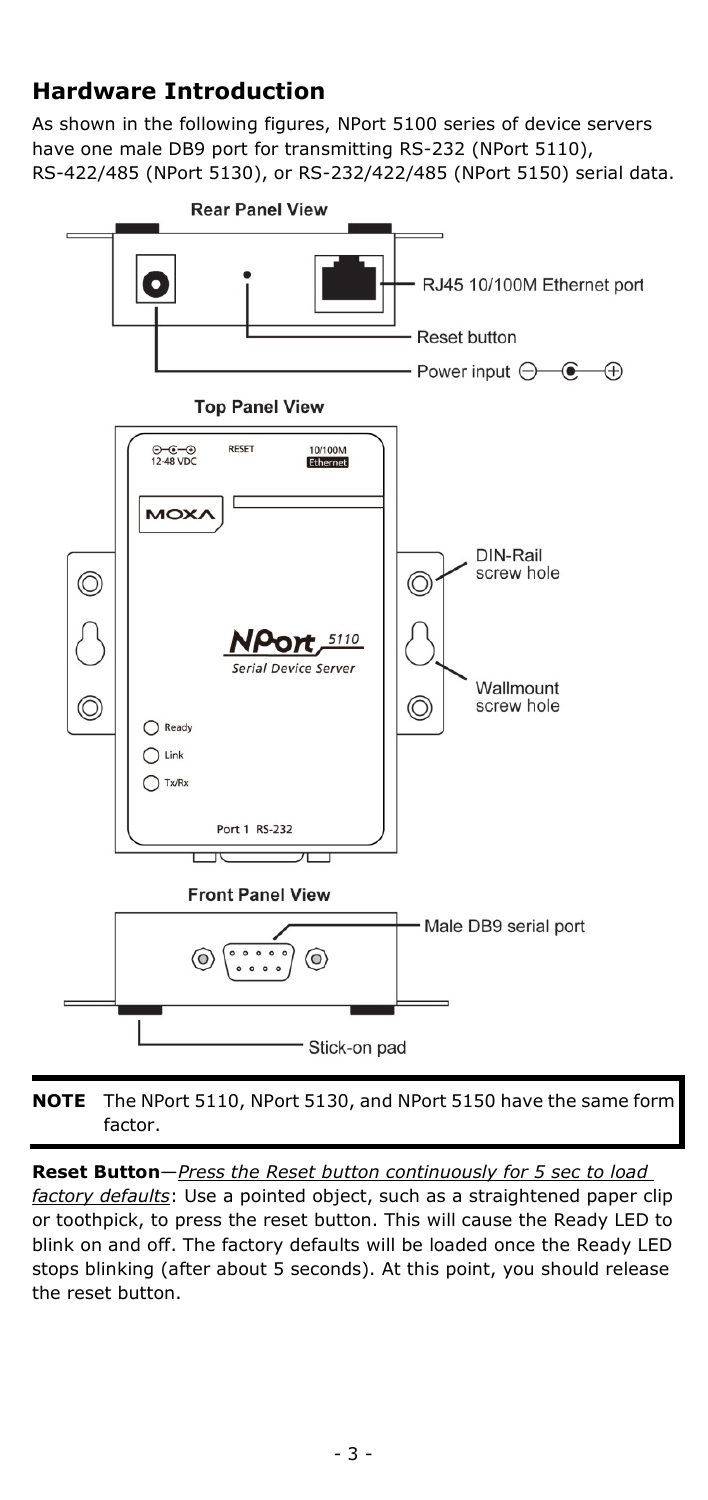## Hardware Introduction

As shown in the following figures, NPort 5100 series of device servers have one male DB9 port for transmitting RS-232 (NPort 5110), RS-422/485 (NPort 5130), or RS-232/422/485 (NPort 5150) serial data.

**Rear Panel View**

RJ45 10/100M Ethernet port

Reset button

Power input

**Top Panel View**

12-48 VDC

RESET

10/100M Ethernet

MOXA

NPort 5110

Serial Device Server

DIN-Rail screw hole

Wallmount screw hole

Ready

Link

Tx/Rx

Port 1 RS-232

**Front Panel View**

Male DB9 serial port

Stick-on pad

**NOTE** The NPort 5110, NPort 5130, and NPort 5150 have the same form factor.

**Reset Button**—*Press the Reset button continuously for 5 sec to load factory defaults*: Use a pointed object, such as a straightened paper clip or toothpick, to press the reset button. This will cause the Ready LED to blink on and off. The factory defaults will be loaded once the Ready LED stops blinking (after about 5 seconds). At this point, you should release the reset button.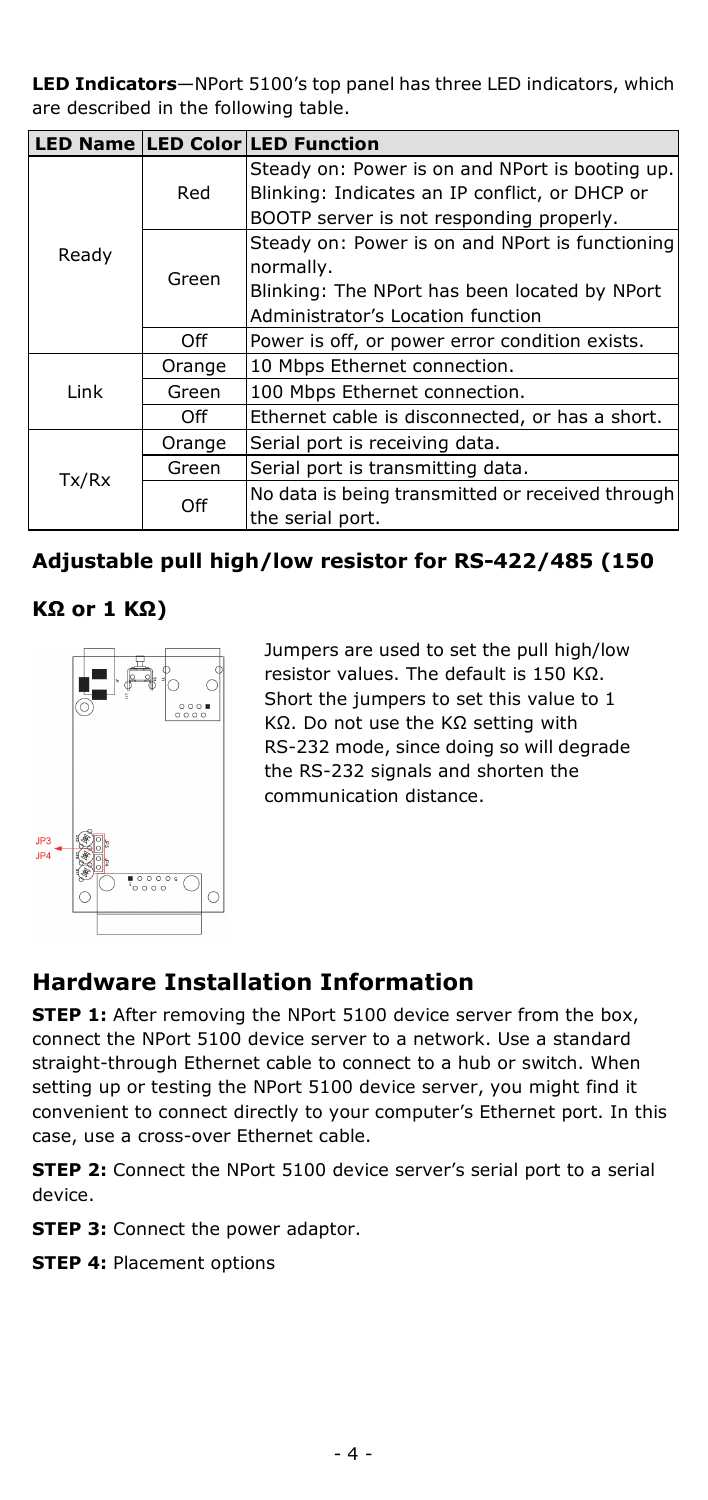**LED Indicators**—NPort 5100's top panel has three LED indicators, which are described in the following table.

| LED Name | LED Color | LED Function |
|---|---|---|
| Ready | Red | Steady on: Power is on and NPort is booting up. Blinking: Indicates an IP conflict, or DHCP or BOOTP server is not responding properly. |
| | Green | Steady on: Power is on and NPort is functioning normally. Blinking: The NPort has been located by NPort Administrator's Location function |
| | Off | Power is off, or power error condition exists. |
| Link | Orange | 10 Mbps Ethernet connection. |
| | Green | 100 Mbps Ethernet connection. |
| | Off | Ethernet cable is disconnected, or has a short. |
| Tx/Rx | Orange | Serial port is receiving data. |
| | Green | Serial port is transmitting data. |
| | Off | No data is being transmitted or received through the serial port. |

### Adjustable pull high/low resistor for RS-422/485 (150 KΩ or 1 KΩ)

Jumpers are used to set the pull high/low resistor values. The default is 150 KΩ. Short the jumpers to set this value to 1 KΩ. Do not use the KΩ setting with RS-232 mode, since doing so will degrade the RS-232 signals and shorten the communication distance.

## Hardware Installation Information

**STEP 1:** After removing the NPort 5100 device server from the box, connect the NPort 5100 device server to a network. Use a standard straight-through Ethernet cable to connect to a hub or switch. When setting up or testing the NPort 5100 device server, you might find it convenient to connect directly to your computer's Ethernet port. In this case, use a cross-over Ethernet cable.

**STEP 2:** Connect the NPort 5100 device server's serial port to a serial device.

**STEP 3:** Connect the power adaptor.

**STEP 4:** Placement options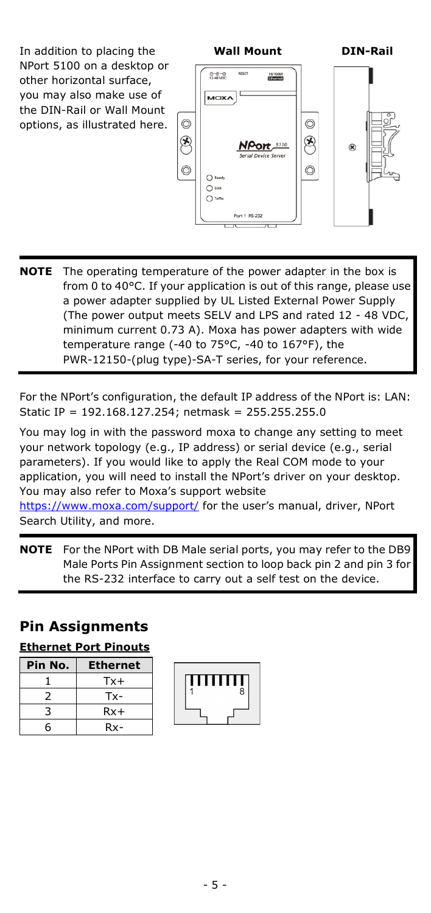In addition to placing the NPort 5100 on a desktop or other horizontal surface, you may also make use of the DIN-Rail or Wall Mount options, as illustrated here.

**NOTE** The operating temperature of the power adapter in the box is from 0 to 40°C. If your application is out of this range, please use a power adapter supplied by UL Listed External Power Supply (The power output meets SELV and LPS and rated 12 - 48 VDC, minimum current 0.73 A). Moxa has power adapters with wide temperature range (-40 to 75°C, -40 to 167°F), the PWR-12150-(plug type)-SA-T series, for your reference.

For the NPort's configuration, the default IP address of the NPort is: LAN: Static IP = 192.168.127.254; netmask = 255.255.255.0

You may log in with the password moxa to change any setting to meet your network topology (e.g., IP address) or serial device (e.g., serial parameters). If you would like to apply the Real COM mode to your application, you will need to install the NPort's driver on your desktop. You may also refer to Moxa's support website https://www.moxa.com/support/ for the user's manual, driver, NPort Search Utility, and more.

**NOTE** For the NPort with DB Male serial ports, you may refer to the DB9 Male Ports Pin Assignment section to loop back pin 2 and pin 3 for the RS-232 interface to carry out a self test on the device.

## Pin Assignments

**Ethernet Port Pinouts**

| Pin No. | Ethernet |
|---|---|
| 1 | Tx+ |
| 2 | Tx- |
| 3 | Rx+ |
| 6 | Rx- |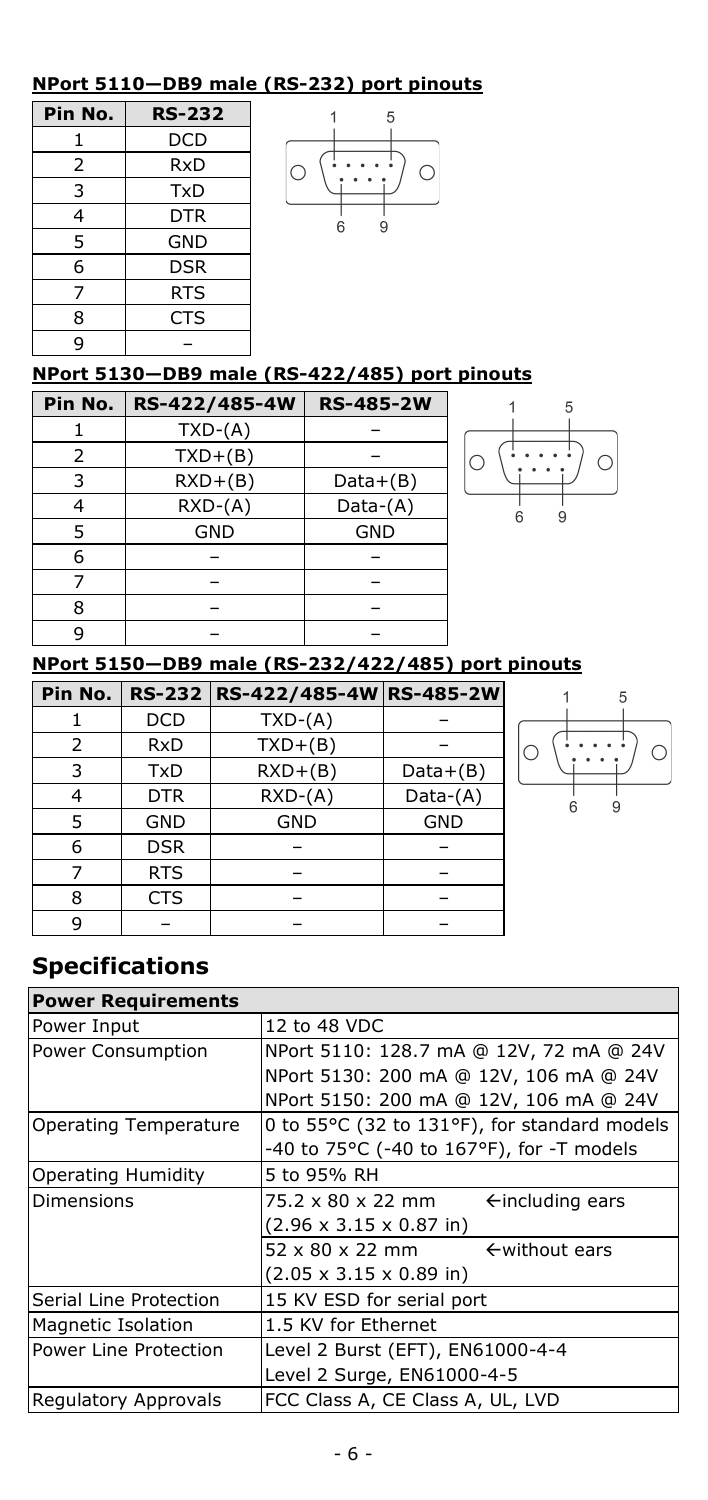**NPort 5110—DB9 male (RS-232) port pinouts**

| Pin No. | RS-232 |
|---|---|
| 1 | DCD |
| 2 | RxD |
| 3 | TxD |
| 4 | DTR |
| 5 | GND |
| 6 | DSR |
| 7 | RTS |
| 8 | CTS |
| 9 | – |

1 5

6 9

**NPort 5130—DB9 male (RS-422/485) port pinouts**

| Pin No. | RS-422/485-4W | RS-485-2W |
|---|---|---|
| 1 | TXD-(A) | – |
| 2 | TXD+(B) | – |
| 3 | RXD+(B) | Data+(B) |
| 4 | RXD-(A) | Data-(A) |
| 5 | GND | GND |
| 6 | – | – |
| 7 | – | – |
| 8 | – | – |
| 9 | – | – |

1 5

6 9

**NPort 5150—DB9 male (RS-232/422/485) port pinouts**

| Pin No. | RS-232 | RS-422/485-4W | RS-485-2W |
|---|---|---|---|
| 1 | DCD | TXD-(A) | – |
| 2 | RxD | TXD+(B) | – |
| 3 | TxD | RXD+(B) | Data+(B) |
| 4 | DTR | RXD-(A) | Data-(A) |
| 5 | GND | GND | GND |
| 6 | DSR | – | – |
| 7 | RTS | – | – |
| 8 | CTS | – | – |
| 9 | – | – | – |

1 5

6 9

## Specifications

| Power Requirements | |
|---|---|
| Power Input | 12 to 48 VDC |
| Power Consumption | NPort 5110: 128.7 mA @ 12V, 72 mA @ 24V<br>NPort 5130: 200 mA @ 12V, 106 mA @ 24V<br>NPort 5150: 200 mA @ 12V, 106 mA @ 24V |
| Operating Temperature | 0 to 55°C (32 to 131°F), for standard models<br>-40 to 75°C (-40 to 167°F), for -T models |
| Operating Humidity | 5 to 95% RH |
| Dimensions | 75.2 x 80 x 22 mm ←including ears<br>(2.96 x 3.15 x 0.87 in)<br>52 x 80 x 22 mm ←without ears<br>(2.05 x 3.15 x 0.89 in) |
| Serial Line Protection | 15 KV ESD for serial port |
| Magnetic Isolation | 1.5 KV for Ethernet |
| Power Line Protection | Level 2 Burst (EFT), EN61000-4-4<br>Level 2 Surge, EN61000-4-5 |
| Regulatory Approvals | FCC Class A, CE Class A, UL, LVD |